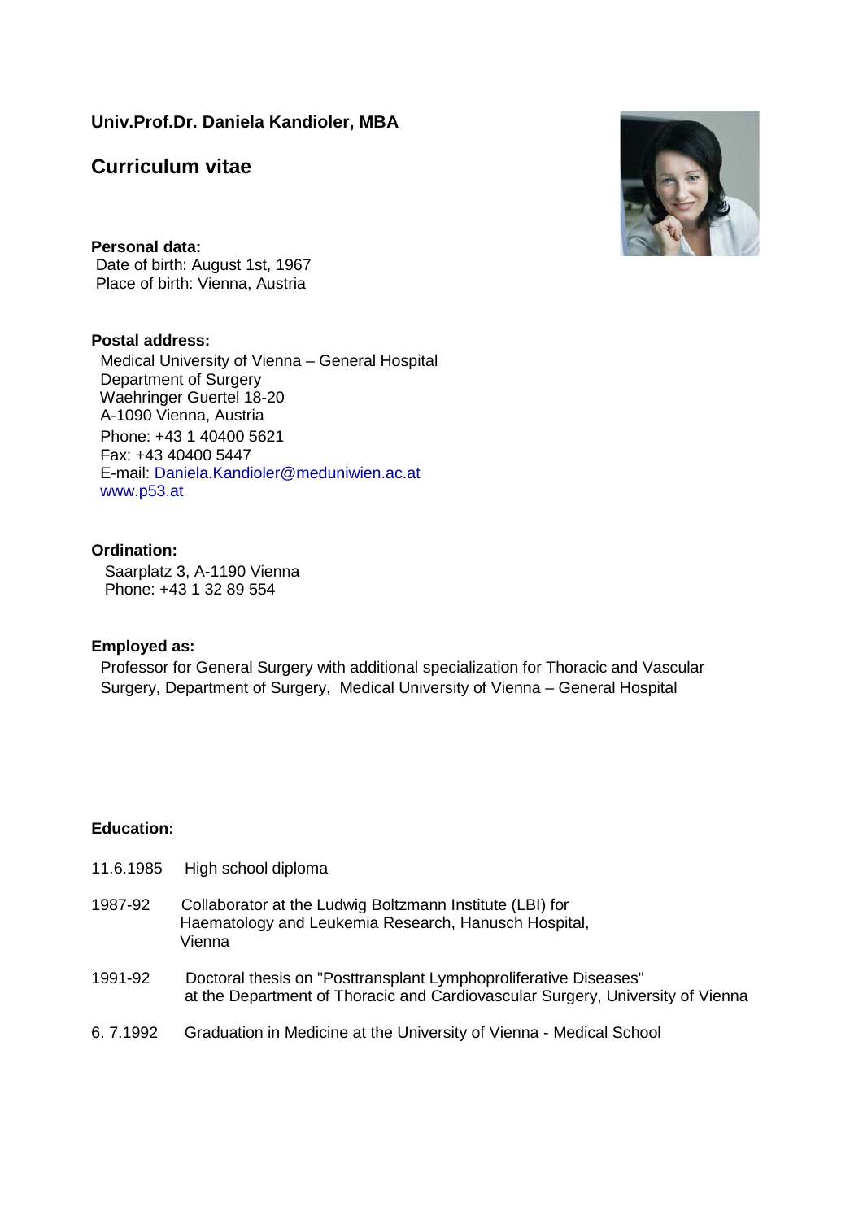**Univ.Prof.Dr. Daniela Kandioler, MBA**

# Curriculum vitae

**Personal data:**
Date of birth: August 1st, 1967
Place of birth: Vienna, Austria

**Postal address:**
Medical University of Vienna – General Hospital
Department of Surgery
Waehringer Guertel 18-20
A-1090 Vienna, Austria
Phone: +43 1 40400 5621
Fax: +43 40400 5447
E-mail: Daniela.Kandioler@meduniwien.ac.at
www.p53.at

**Ordination:**
Saarplatz 3, A-1190 Vienna
Phone: +43 1 32 89 554

**Employed as:**
Professor for General Surgery with additional specialization for Thoracic and Vascular Surgery, Department of Surgery, Medical University of Vienna – General Hospital

**Education:**

| | |
|---|---|
| 11.6.1985 | High school diploma |
| 1987-92 | Collaborator at the Ludwig Boltzmann Institute (LBI) for Haematology and Leukemia Research, Hanusch Hospital, Vienna |
| 1991-92 | Doctoral thesis on "Posttransplant Lymphoproliferative Diseases" at the Department of Thoracic and Cardiovascular Surgery, University of Vienna |
| 6. 7.1992 | Graduation in Medicine at the University of Vienna - Medical School |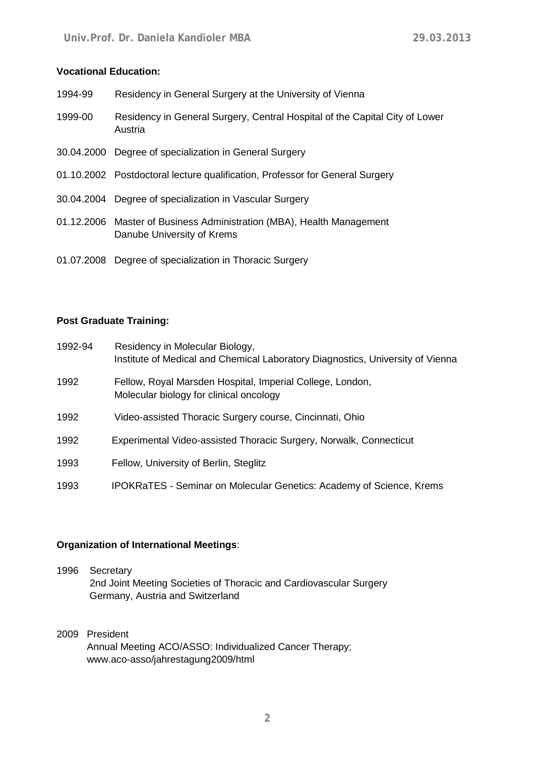**Vocational Education:**

1994-99 Residency in General Surgery at the University of Vienna

1999-00 Residency in General Surgery, Central Hospital of the Capital City of Lower Austria

30.04.2000 Degree of specialization in General Surgery

01.10.2002 Postdoctoral lecture qualification, Professor for General Surgery

30.04.2004 Degree of specialization in Vascular Surgery

01.12.2006 Master of Business Administration (MBA), Health Management Danube University of Krems

01.07.2008 Degree of specialization in Thoracic Surgery

**Post Graduate Training:**

1992-94 Residency in Molecular Biology, Institute of Medical and Chemical Laboratory Diagnostics, University of Vienna

1992 Fellow, Royal Marsden Hospital, Imperial College, London, Molecular biology for clinical oncology

1992 Video-assisted Thoracic Surgery course, Cincinnati, Ohio

1992 Experimental Video-assisted Thoracic Surgery, Norwalk, Connecticut

1993 Fellow, University of Berlin, Steglitz

1993 IPOKRaTES - Seminar on Molecular Genetics: Academy of Science, Krems

**Organization of International Meetings**:

1996 Secretary
2nd Joint Meeting Societies of Thoracic and Cardiovascular Surgery Germany, Austria and Switzerland

2009 President
Annual Meeting ACO/ASSO: Individualized Cancer Therapy; www.aco-asso/jahrestagung2009/html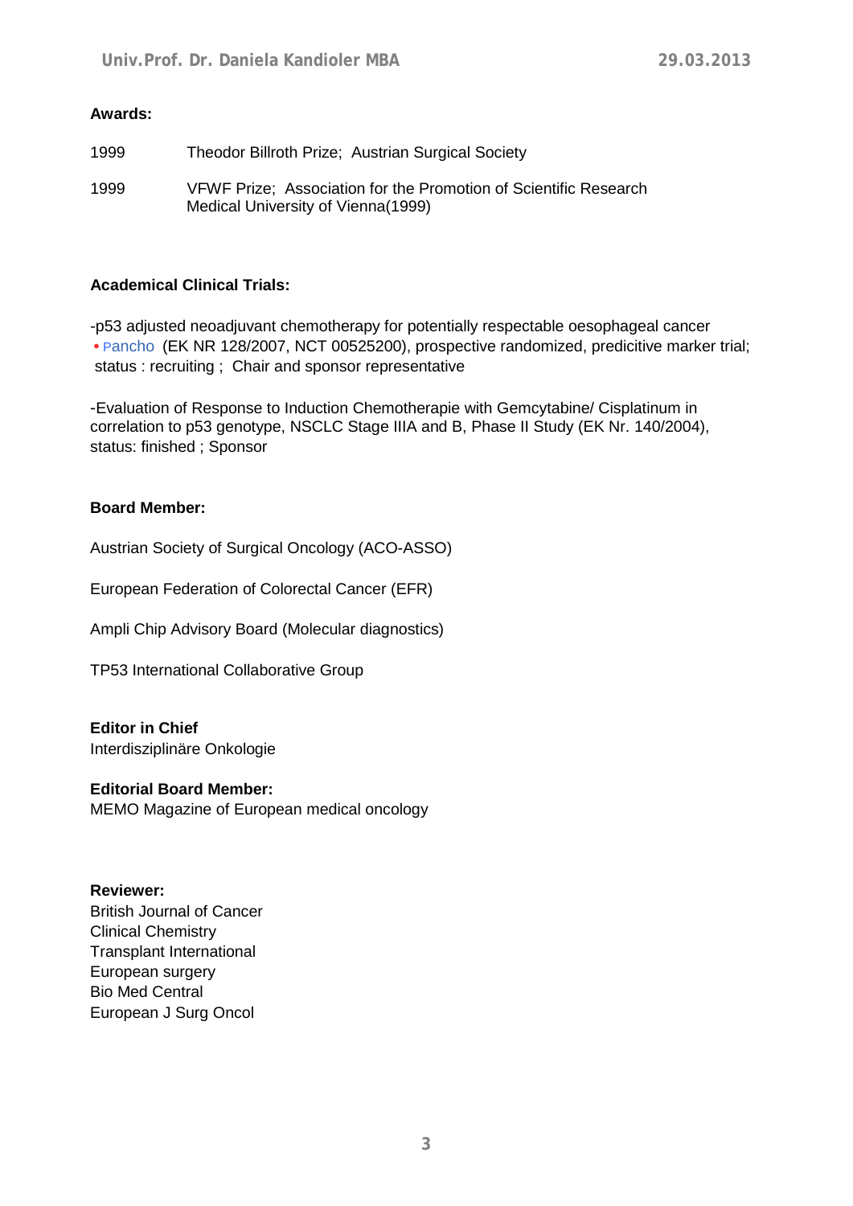**Awards:**

| | |
|---|---|
| 1999 | Theodor Billroth Prize; Austrian Surgical Society |
| 1999 | VFWF Prize; Association for the Promotion of Scientific Research Medical University of Vienna(1999) |

**Academical Clinical Trials:**

-p53 adjusted neoadjuvant chemotherapy for potentially respectable oesophageal cancer
• Pancho (EK NR 128/2007, NCT 00525200), prospective randomized, predicitive marker trial; status : recruiting ; Chair and sponsor representative

-Evaluation of Response to Induction Chemotherapie with Gemcytabine/ Cisplatinum in correlation to p53 genotype, NSCLC Stage IIIA and B, Phase II Study (EK Nr. 140/2004), status: finished ; Sponsor

**Board Member:**

Austrian Society of Surgical Oncology (ACO-ASSO)

European Federation of Colorectal Cancer (EFR)

Ampli Chip Advisory Board (Molecular diagnostics)

TP53 International Collaborative Group

**Editor in Chief**
Interdisziplinäre Onkologie

**Editorial Board Member:**
MEMO Magazine of European medical oncology

**Reviewer:**
British Journal of Cancer
Clinical Chemistry
Transplant International
European surgery
Bio Med Central
European J Surg Oncol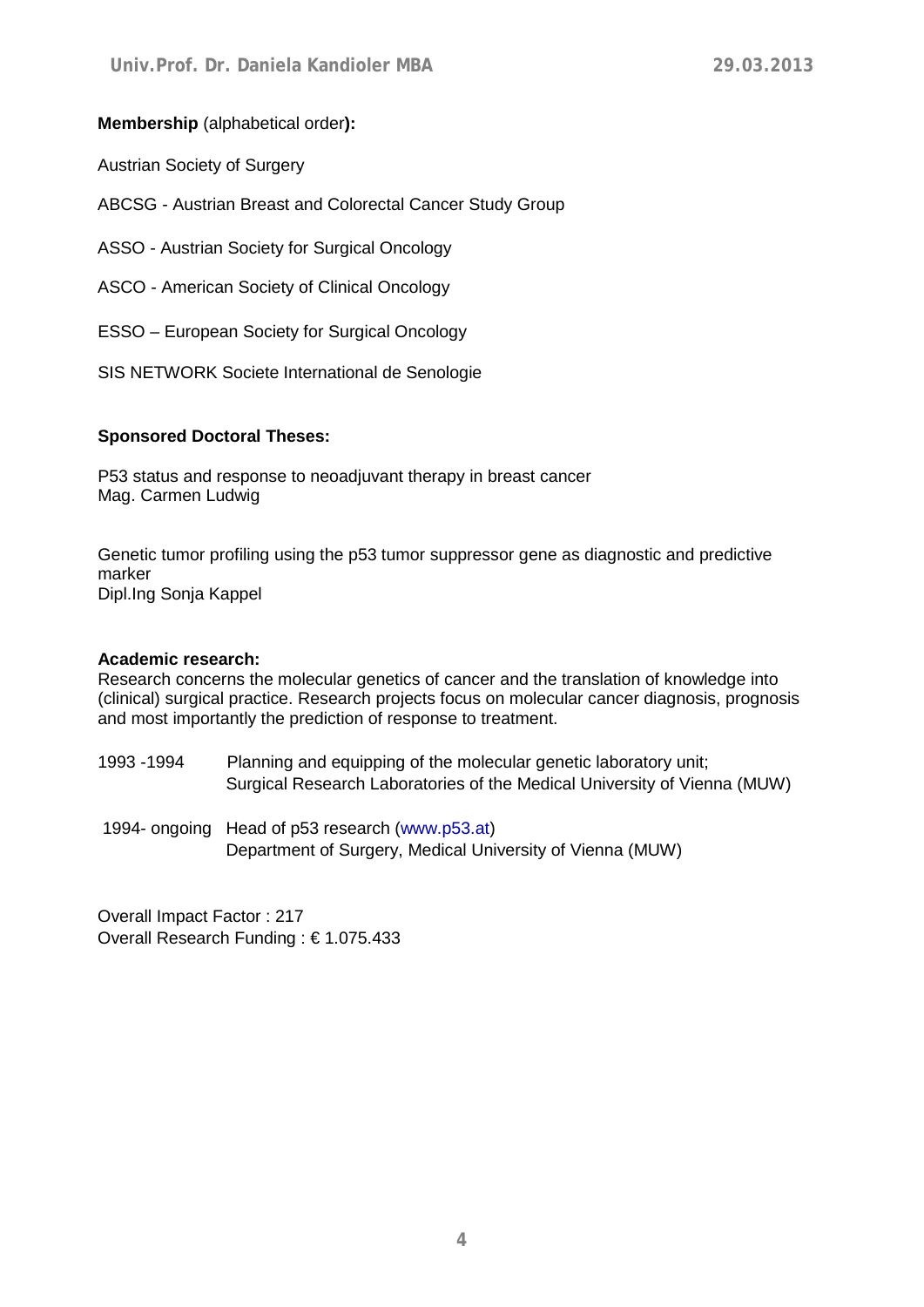**Membership** (alphabetical order**):**

Austrian Society of Surgery

ABCSG - Austrian Breast and Colorectal Cancer Study Group

ASSO - Austrian Society for Surgical Oncology

ASCO - American Society of Clinical Oncology

ESSO – European Society for Surgical Oncology

SIS NETWORK Societe International de Senologie

**Sponsored Doctoral Theses:**

P53 status and response to neoadjuvant therapy in breast cancer
Mag. Carmen Ludwig

Genetic tumor profiling using the p53 tumor suppressor gene as diagnostic and predictive marker
Dipl.Ing Sonja Kappel

**Academic research:**
Research concerns the molecular genetics of cancer and the translation of knowledge into (clinical) surgical practice. Research projects focus on molecular cancer diagnosis, prognosis and most importantly the prediction of response to treatment.

| | |
|---|---|
| 1993 -1994 | Planning and equipping of the molecular genetic laboratory unit; Surgical Research Laboratories of the Medical University of Vienna (MUW) |
| 1994- ongoing | Head of p53 research (www.p53.at) Department of Surgery, Medical University of Vienna (MUW) |

Overall Impact Factor : 217
Overall Research Funding : € 1.075.433